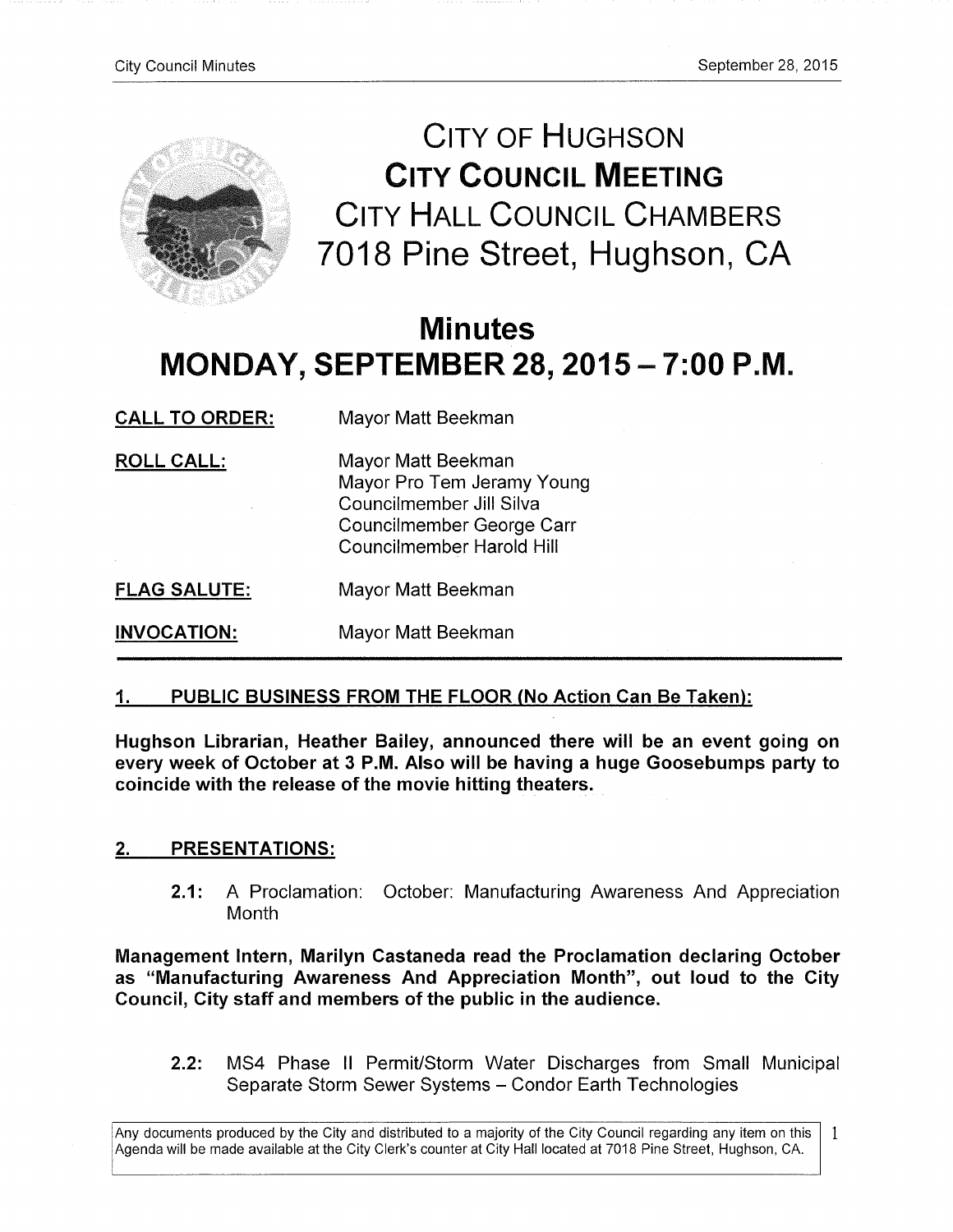# CITY OF HUGHSON
## CITY COUNCIL MEETING
### CITY HALL COUNCIL CHAMBERS
### 7018 Pine Street, Hughson, CA

# Minutes
## MONDAY, SEPTEMBER 28, 2015 – 7:00 P.M.

| | |
|---|---|
| **CALL TO ORDER:** | Mayor Matt Beekman |
| **ROLL CALL:** | Mayor Matt Beekman<br>Mayor Pro Tem Jeramy Young<br>Councilmember Jill Silva<br>Councilmember George Carr<br>Councilmember Harold Hill |
| **FLAG SALUTE:** | Mayor Matt Beekman |
| **INVOCATION:** | Mayor Matt Beekman |

### 1. PUBLIC BUSINESS FROM THE FLOOR (No Action Can Be Taken):

**Hughson Librarian, Heather Bailey, announced there will be an event going on every week of October at 3 P.M. Also will be having a huge Goosebumps party to coincide with the release of the movie hitting theaters.**

### 2. PRESENTATIONS:

**2.1:** A Proclamation: October: Manufacturing Awareness And Appreciation Month

**Management Intern, Marilyn Castaneda read the Proclamation declaring October as "Manufacturing Awareness And Appreciation Month", out loud to the City Council, City staff and members of the public in the audience.**

**2.2:** MS4 Phase II Permit/Storm Water Discharges from Small Municipal Separate Storm Sewer Systems – Condor Earth Technologies

Any documents produced by the City and distributed to a majority of the City Council regarding any item on this Agenda will be made available at the City Clerk's counter at City Hall located at 7018 Pine Street, Hughson, CA.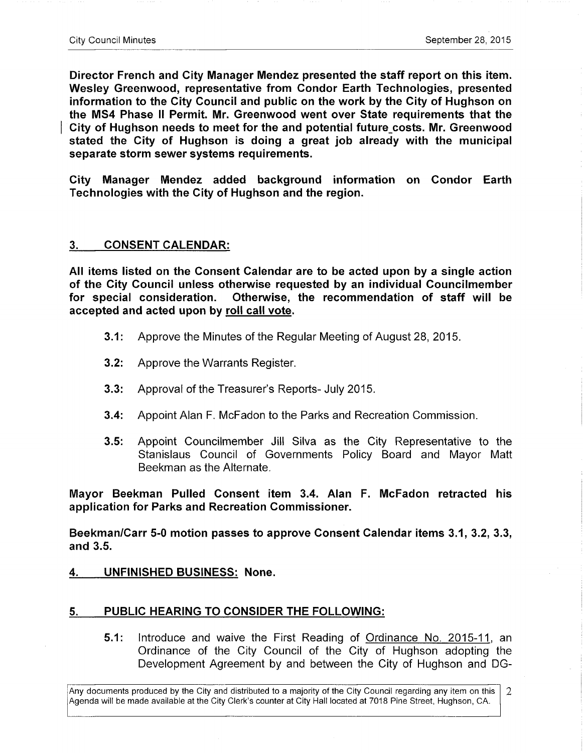**Director French and City Manager Mendez presented the staff report on this item. Wesley Greenwood, representative from Condor Earth Technologies, presented information to the City Council and public on the work by the City of Hughson on the MS4 Phase II Permit. Mr. Greenwood went over State requirements that the City of Hughson needs to meet for the and potential future costs. Mr. Greenwood stated the City of Hughson is doing a great job already with the municipal separate storm sewer systems requirements.**

**City Manager Mendez added background information on Condor Earth Technologies with the City of Hughson and the region.**

## 3. CONSENT CALENDAR:

**All items listed on the Consent Calendar are to be acted upon by a single action of the City Council unless otherwise requested by an individual Councilmember for special consideration. Otherwise, the recommendation of staff will be accepted and acted upon by roll call vote.**

- **3.1:** Approve the Minutes of the Regular Meeting of August 28, 2015.
- **3.2:** Approve the Warrants Register.
- **3.3:** Approval of the Treasurer's Reports- July 2015.
- **3.4:** Appoint Alan F. McFadon to the Parks and Recreation Commission.
- **3.5:** Appoint Councilmember Jill Silva as the City Representative to the Stanislaus Council of Governments Policy Board and Mayor Matt Beekman as the Alternate.

**Mayor Beekman Pulled Consent item 3.4. Alan F. McFadon retracted his application for Parks and Recreation Commissioner.**

**Beekman/Carr 5-0 motion passes to approve Consent Calendar items 3.1, 3.2, 3.3, and 3.5.**

## 4. UNFINISHED BUSINESS: None.

## 5. PUBLIC HEARING TO CONSIDER THE FOLLOWING:

- **5.1:** Introduce and waive the First Reading of Ordinance No. 2015-11, an Ordinance of the City Council of the City of Hughson adopting the Development Agreement by and between the City of Hughson and DG-

Any documents produced by the City and distributed to a majority of the City Council regarding any item on this Agenda will be made available at the City Clerk's counter at City Hall located at 7018 Pine Street, Hughson, CA.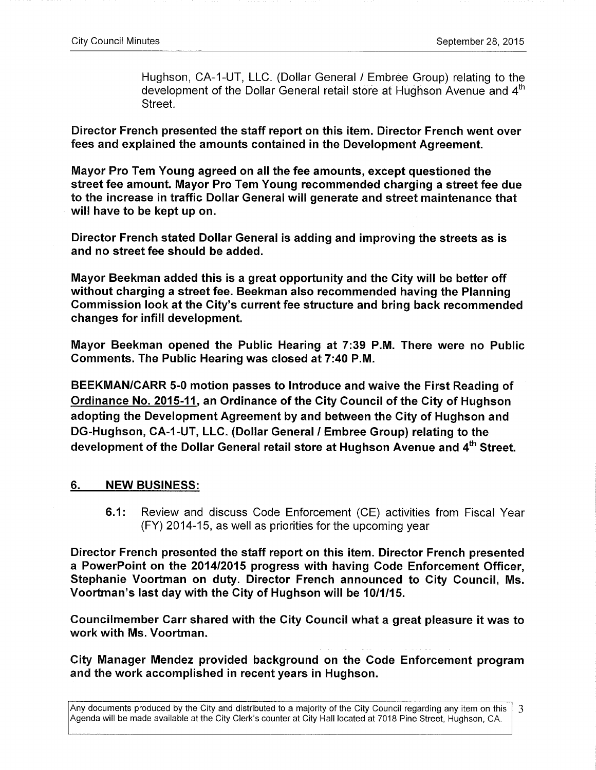Hughson, CA-1-UT, LLC. (Dollar General / Embree Group) relating to the development of the Dollar General retail store at Hughson Avenue and 4th Street.

**Director French presented the staff report on this item. Director French went over fees and explained the amounts contained in the Development Agreement.**

**Mayor Pro Tem Young agreed on all the fee amounts, except questioned the street fee amount. Mayor Pro Tem Young recommended charging a street fee due to the increase in traffic Dollar General will generate and street maintenance that will have to be kept up on.**

**Director French stated Dollar General is adding and improving the streets as is and no street fee should be added.**

**Mayor Beekman added this is a great opportunity and the City will be better off without charging a street fee. Beekman also recommended having the Planning Commission look at the City's current fee structure and bring back recommended changes for infill development.**

**Mayor Beekman opened the Public Hearing at 7:39 P.M. There were no Public Comments. The Public Hearing was closed at 7:40 P.M.**

**BEEKMAN/CARR 5-0 motion passes to Introduce and waive the First Reading of <u>Ordinance No. 2015-11</u>, an Ordinance of the City Council of the City of Hughson adopting the Development Agreement by and between the City of Hughson and DG-Hughson, CA-1-UT, LLC. (Dollar General / Embree Group) relating to the development of the Dollar General retail store at Hughson Avenue and 4th Street.**

## 6. NEW BUSINESS:

**6.1:** Review and discuss Code Enforcement (CE) activities from Fiscal Year (FY) 2014-15, as well as priorities for the upcoming year

**Director French presented the staff report on this item. Director French presented a PowerPoint on the 2014/2015 progress with having Code Enforcement Officer, Stephanie Voortman on duty. Director French announced to City Council, Ms. Voortman's last day with the City of Hughson will be 10/1/15.**

**Councilmember Carr shared with the City Council what a great pleasure it was to work with Ms. Voortman.**

**City Manager Mendez provided background on the Code Enforcement program and the work accomplished in recent years in Hughson.**

Any documents produced by the City and distributed to a majority of the City Council regarding any item on this Agenda will be made available at the City Clerk's counter at City Hall located at 7018 Pine Street, Hughson, CA.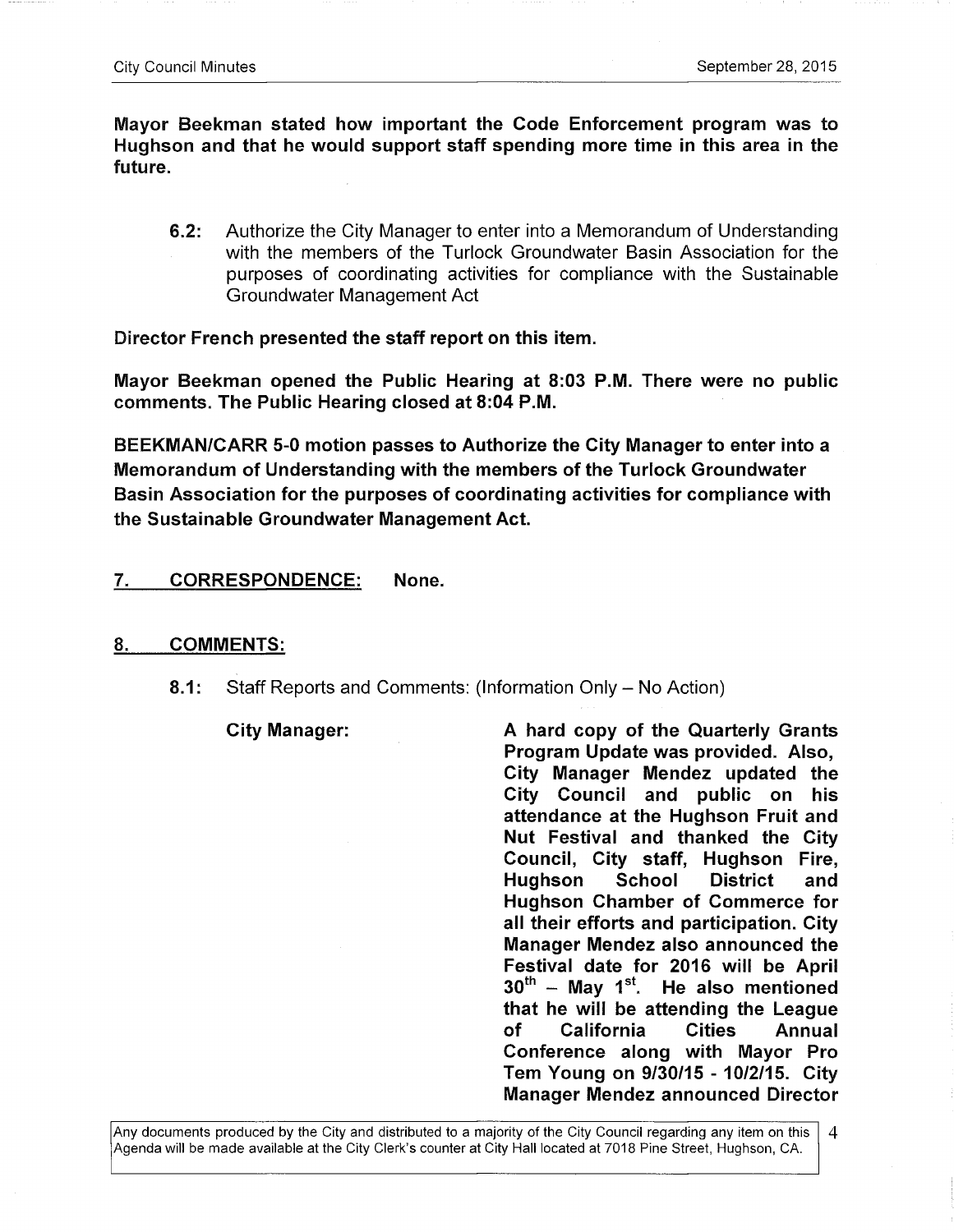**Mayor Beekman stated how important the Code Enforcement program was to Hughson and that he would support staff spending more time in this area in the future.**

**6.2:** Authorize the City Manager to enter into a Memorandum of Understanding with the members of the Turlock Groundwater Basin Association for the purposes of coordinating activities for compliance with the Sustainable Groundwater Management Act

**Director French presented the staff report on this item.**

**Mayor Beekman opened the Public Hearing at 8:03 P.M. There were no public comments. The Public Hearing closed at 8:04 P.M.**

**BEEKMAN/CARR 5-0 motion passes to Authorize the City Manager to enter into a Memorandum of Understanding with the members of the Turlock Groundwater Basin Association for the purposes of coordinating activities for compliance with the Sustainable Groundwater Management Act.**

## 7. CORRESPONDENCE: None.

## 8. COMMENTS:

**8.1:** Staff Reports and Comments: (Information Only – No Action)

**City Manager:** **A hard copy of the Quarterly Grants Program Update was provided. Also, City Manager Mendez updated the City Council and public on his attendance at the Hughson Fruit and Nut Festival and thanked the City Council, City staff, Hughson Fire, Hughson School District and Hughson Chamber of Commerce for all their efforts and participation. City Manager Mendez also announced the Festival date for 2016 will be April 30th – May 1st. He also mentioned that he will be attending the League of California Cities Annual Conference along with Mayor Pro Tem Young on 9/30/15 - 10/2/15. City Manager Mendez announced Director**

Any documents produced by the City and distributed to a majority of the City Council regarding any item on this Agenda will be made available at the City Clerk's counter at City Hall located at 7018 Pine Street, Hughson, CA.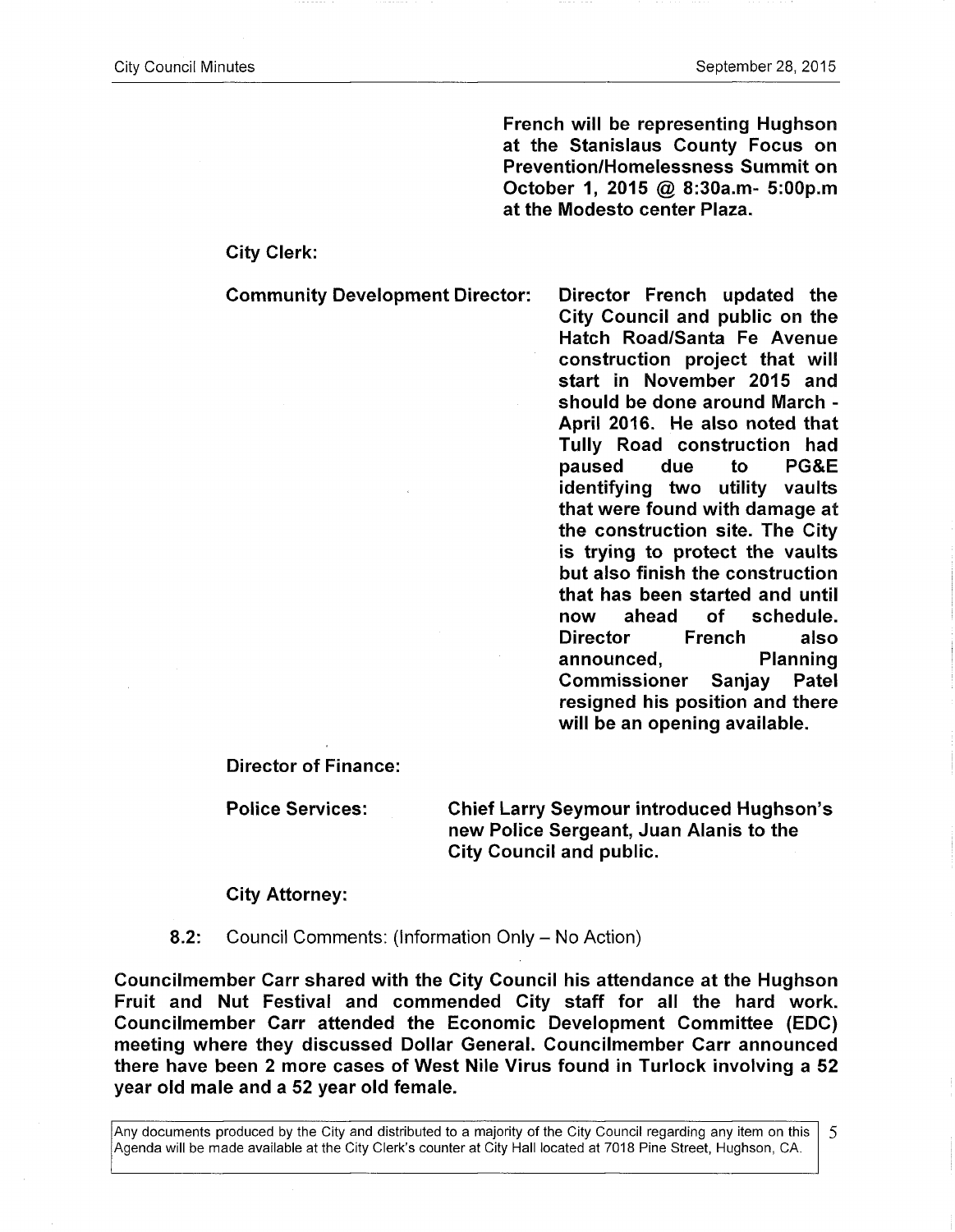**French will be representing Hughson at the Stanislaus County Focus on Prevention/Homelessness Summit on October 1, 2015 @ 8:30a.m- 5:00p.m at the Modesto center Plaza.**

**City Clerk:**

**Community Development Director:** **Director French updated the City Council and public on the Hatch Road/Santa Fe Avenue construction project that will start in November 2015 and should be done around March - April 2016. He also noted that Tully Road construction had paused due to PG&E identifying two utility vaults that were found with damage at the construction site. The City is trying to protect the vaults but also finish the construction that has been started and until now ahead of schedule. Director French also announced, Planning Commissioner Sanjay Patel resigned his position and there will be an opening available.**

**Director of Finance:**

**Police Services:** **Chief Larry Seymour introduced Hughson's new Police Sergeant, Juan Alanis to the City Council and public.**

**City Attorney:**

**8.2:** Council Comments: (Information Only – No Action)

**Councilmember Carr shared with the City Council his attendance at the Hughson Fruit and Nut Festival and commended City staff for all the hard work. Councilmember Carr attended the Economic Development Committee (EDC) meeting where they discussed Dollar General. Councilmember Carr announced there have been 2 more cases of West Nile Virus found in Turlock involving a 52 year old male and a 52 year old female.**

Any documents produced by the City and distributed to a majority of the City Council regarding any item on this Agenda will be made available at the City Clerk's counter at City Hall located at 7018 Pine Street, Hughson, CA.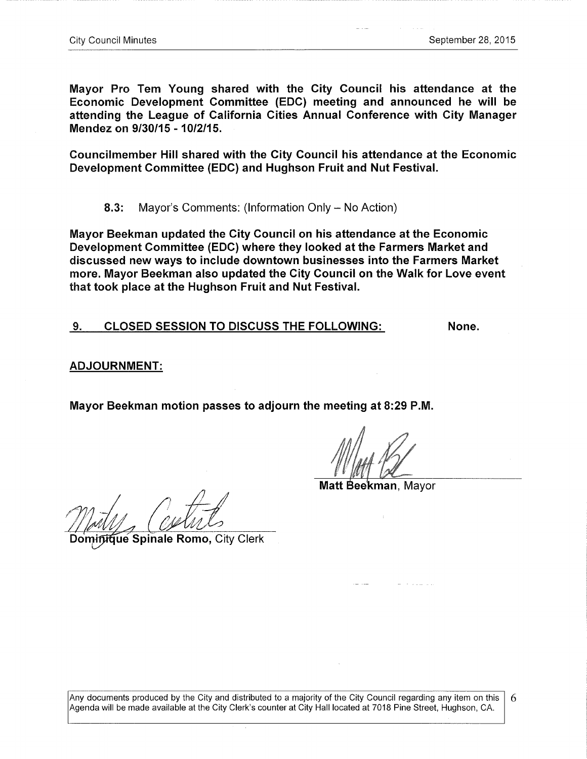**Mayor Pro Tem Young shared with the City Council his attendance at the Economic Development Committee (EDC) meeting and announced he will be attending the League of California Cities Annual Conference with City Manager Mendez on 9/30/15 - 10/2/15.**

**Councilmember Hill shared with the City Council his attendance at the Economic Development Committee (EDC) and Hughson Fruit and Nut Festival.**

**8.3:** Mayor's Comments: (Information Only – No Action)

**Mayor Beekman updated the City Council on his attendance at the Economic Development Committee (EDC) where they looked at the Farmers Market and discussed new ways to include downtown businesses into the Farmers Market more. Mayor Beekman also updated the City Council on the Walk for Love event that took place at the Hughson Fruit and Nut Festival.**

## 9. CLOSED SESSION TO DISCUSS THE FOLLOWING: None.

## ADJOURNMENT:

**Mayor Beekman motion passes to adjourn the meeting at 8:29 P.M.**

**Matt Beekman**, Mayor

**Dominique Spinale Romo,** City Clerk

Any documents produced by the City and distributed to a majority of the City Council regarding any item on this Agenda will be made available at the City Clerk's counter at City Hall located at 7018 Pine Street, Hughson, CA.